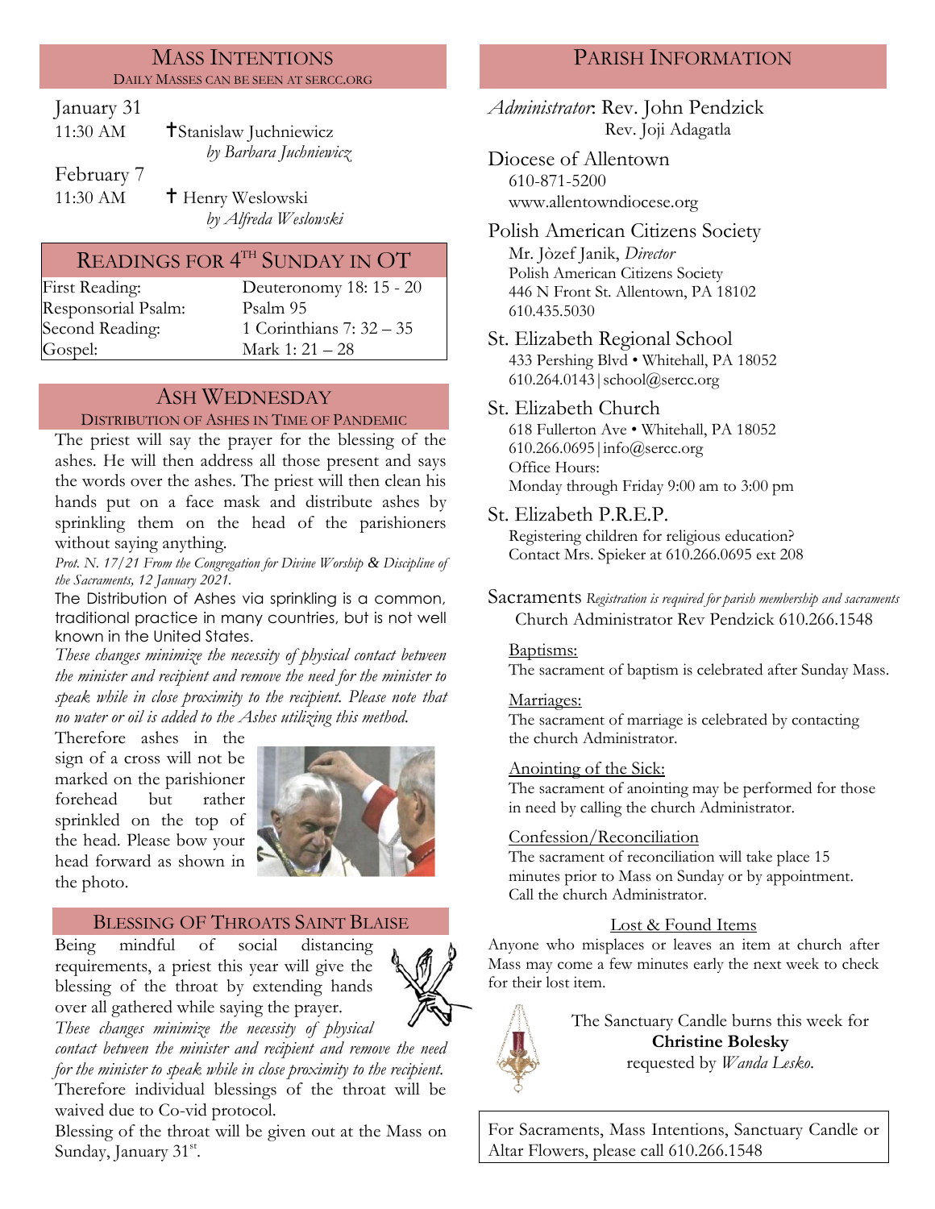## Mass Intentions

Daily Masses can be seen at SERCC.ORG

January 31
11:30 AM — ✝Stanislaw Juchniewicz
*by Barbara Juchniewicz*

February 7
11:30 AM — ✝ Henry Weslowski
*by Alfreda Weslowski*

## Readings for 4th Sunday in OT

| | |
|---|---|
| First Reading: | Deuteronomy 18: 15 - 20 |
| Responsorial Psalm: | Psalm 95 |
| Second Reading: | 1 Corinthians 7: 32 – 35 |
| Gospel: | Mark 1: 21 – 28 |

## Ash Wednesday

Distribution of Ashes in Time of Pandemic

The priest will say the prayer for the blessing of the ashes. He will then address all those present and says the words over the ashes. The priest will then clean his hands put on a face mask and distribute ashes by sprinkling them on the head of the parishioners without saying anything.

*Prot. N. 17/21 From the Congregation for Divine Worship & Discipline of the Sacraments, 12 January 2021.*

The Distribution of Ashes via sprinkling is a common, traditional practice in many countries, but is not well known in the United States.

*These changes minimize the necessity of physical contact between the minister and recipient and remove the need for the minister to speak while in close proximity to the recipient. Please note that no water or oil is added to the Ashes utilizing this method.*

Therefore ashes in the sign of a cross will not be marked on the parishioner forehead but rather sprinkled on the top of the head. Please bow your head forward as shown in the photo.

## Blessing of Throats Saint Blaise

Being mindful of social distancing requirements, a priest this year will give the blessing of the throat by extending hands over all gathered while saying the prayer.

*These changes minimize the necessity of physical contact between the minister and recipient and remove the need for the minister to speak while in close proximity to the recipient.*

Therefore individual blessings of the throat will be waived due to Co-vid protocol.

Blessing of the throat will be given out at the Mass on Sunday, January 31st.

## Parish Information

*Administrator*: Rev. John Pendzick
Rev. Joji Adagatla

**Diocese of Allentown**
610-871-5200
www.allentowndiocese.org

**Polish American Citizens Society**
Mr. Jòzef Janik, *Director*
Polish American Citizens Society
446 N Front St. Allentown, PA 18102
610.435.5030

**St. Elizabeth Regional School**
433 Pershing Blvd • Whitehall, PA 18052
610.264.0143 | school@sercc.org

**St. Elizabeth Church**
618 Fullerton Ave • Whitehall, PA 18052
610.266.0695 | info@sercc.org
Office Hours:
Monday through Friday 9:00 am to 3:00 pm

**St. Elizabeth P.R.E.P.**
Registering children for religious education?
Contact Mrs. Spieker at 610.266.0695 ext 208

**Sacraments** *Registration is required for parish membership and sacraments*
Church Administrator Rev Pendzick 610.266.1548

Baptisms:
The sacrament of baptism is celebrated after Sunday Mass.

Marriages:
The sacrament of marriage is celebrated by contacting the church Administrator.

Anointing of the Sick:
The sacrament of anointing may be performed for those in need by calling the church Administrator.

Confession/Reconciliation
The sacrament of reconciliation will take place 15 minutes prior to Mass on Sunday or by appointment. Call the church Administrator.

Lost & Found Items
Anyone who misplaces or leaves an item at church after Mass may come a few minutes early the next week to check for their lost item.

The Sanctuary Candle burns this week for
**Christine Bolesky**
requested by *Wanda Lesko.*

For Sacraments, Mass Intentions, Sanctuary Candle or Altar Flowers, please call 610.266.1548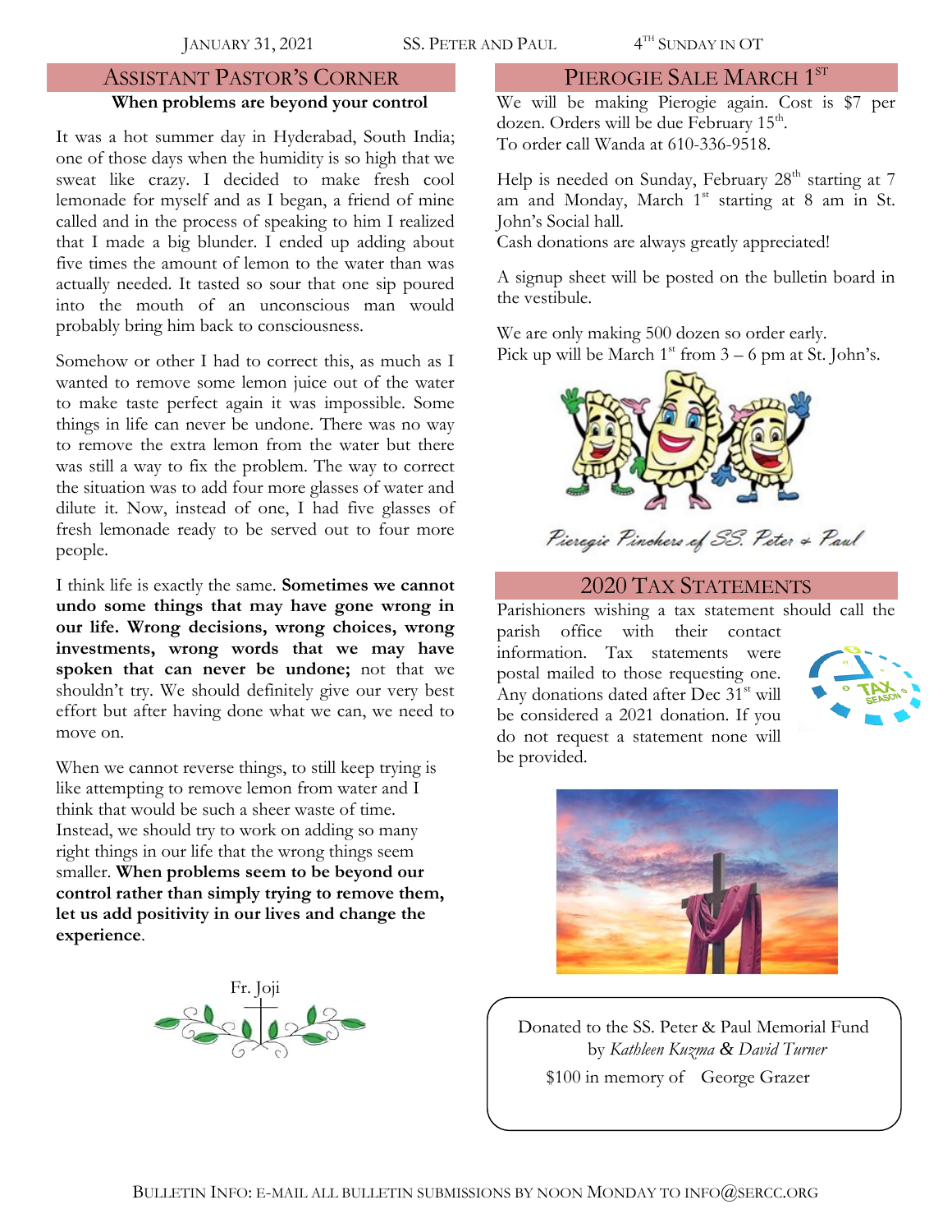## Assistant Pastor's Corner

**When problems are beyond your control**

It was a hot summer day in Hyderabad, South India; one of those days when the humidity is so high that we sweat like crazy. I decided to make fresh cool lemonade for myself and as I began, a friend of mine called and in the process of speaking to him I realized that I made a big blunder. I ended up adding about five times the amount of lemon to the water than was actually needed. It tasted so sour that one sip poured into the mouth of an unconscious man would probably bring him back to consciousness.

Somehow or other I had to correct this, as much as I wanted to remove some lemon juice out of the water to make taste perfect again it was impossible. Some things in life can never be undone. There was no way to remove the extra lemon from the water but there was still a way to fix the problem. The way to correct the situation was to add four more glasses of water and dilute it. Now, instead of one, I had five glasses of fresh lemonade ready to be served out to four more people.

I think life is exactly the same. **Sometimes we cannot undo some things that may have gone wrong in our life. Wrong decisions, wrong choices, wrong investments, wrong words that we may have spoken that can never be undone;** not that we shouldn't try. We should definitely give our very best effort but after having done what we can, we need to move on.

When we cannot reverse things, to still keep trying is like attempting to remove lemon from water and I think that would be such a sheer waste of time. Instead, we should try to work on adding so many right things in our life that the wrong things seem smaller. **When problems seem to be beyond our control rather than simply trying to remove them, let us add positivity in our lives and change the experience**.

Fr. Joji

## Pierogie Sale March 1st

We will be making Pierogie again. Cost is $7 per dozen. Orders will be due February 15th.
To order call Wanda at 610-336-9518.

Help is needed on Sunday, February 28th starting at 7 am and Monday, March 1st starting at 8 am in St. John's Social hall.
Cash donations are always greatly appreciated!

A signup sheet will be posted on the bulletin board in the vestibule.

We are only making 500 dozen so order early.
Pick up will be March 1st from 3 – 6 pm at St. John's.

*Pierogie Pinchers of SS. Peter + Paul*

## 2020 Tax Statements

Parishioners wishing a tax statement should call the parish office with their contact information. Tax statements were postal mailed to those requesting one. Any donations dated after Dec 31st will be considered a 2021 donation. If you do not request a statement none will be provided.

Donated to the SS. Peter & Paul Memorial Fund by *Kathleen Kuzma* & *David Turner*

$100 in memory of George Grazer

Bulletin Info: E-mail all bulletin submissions by noon Monday to info@sercc.org